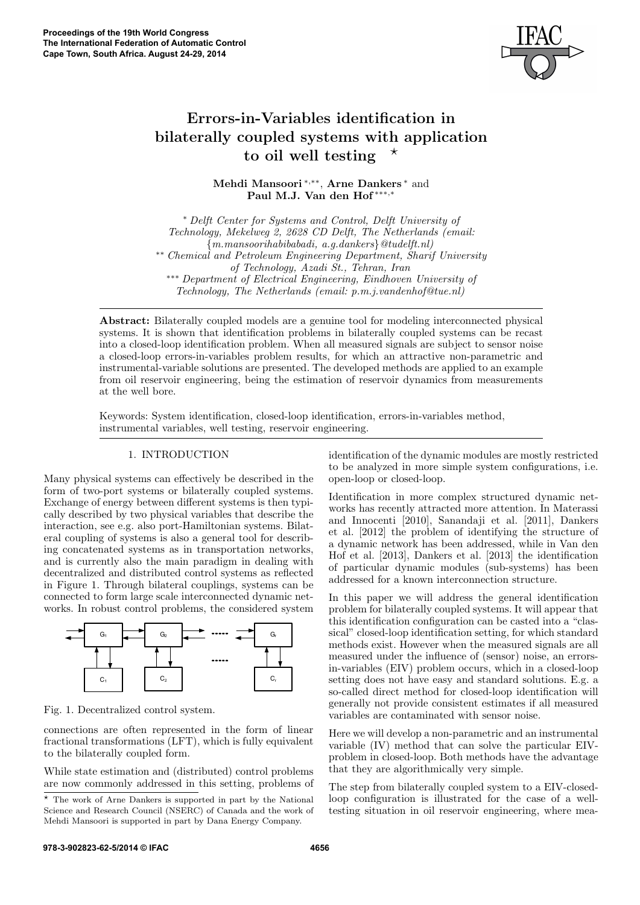# Errors-in-Variables identification in bilaterally coupled systems with application to oil well testing ⋆

**Mehdi Mansoori** [\*,\*\*], **Arne Dankers** [\*] and **Paul M.J. Van den Hof** [\*\*\*,\*]

[\*] *Delft Center for Systems and Control, Delft University of Technology, Mekelweg 2, 2628 CD Delft, The Netherlands (email: {m.mansoorihabibabadi, a.g.dankers}@tudelft.nl)*

[\*\*] *Chemical and Petroleum Engineering Department, Sharif University of Technology, Azadi St., Tehran, Iran*

[\*\*\*] *Department of Electrical Engineering, Eindhoven University of Technology, The Netherlands (email: p.m.j.vandenhof@tue.nl)*

**Abstract:** Bilaterally coupled models are a genuine tool for modeling interconnected physical systems. It is shown that identification problems in bilaterally coupled systems can be recast into a closed-loop identification problem. When all measured signals are subject to sensor noise a closed-loop errors-in-variables problem results, for which an attractive non-parametric and instrumental-variable solutions are presented. The developed methods are applied to an example from oil reservoir engineering, being the estimation of reservoir dynamics from measurements at the well bore.

Keywords: System identification, closed-loop identification, errors-in-variables method, instrumental variables, well testing, reservoir engineering.

## 1. INTRODUCTION

Many physical systems can effectively be described in the form of two-port systems or bilaterally coupled systems. Exchange of energy between different systems is then typically described by two physical variables that describe the interaction, see e.g. also port-Hamiltonian systems. Bilateral coupling of systems is also a general tool for describing concatenated systems as in transportation networks, and is currently also the main paradigm in dealing with decentralized and distributed control systems as reflected in Figure 1. Through bilateral couplings, systems can be connected to form large scale interconnected dynamic networks. In robust control problems, the considered system connections are often represented in the form of linear fractional transformations (LFT), which is fully equivalent to the bilaterally coupled form.

Fig. 1. Decentralized control system.

While state estimation and (distributed) control problems are now commonly addressed in this setting, problems of identification of the dynamic modules are mostly restricted to be analyzed in more simple system configurations, i.e. open-loop or closed-loop.

Identification in more complex structured dynamic networks has recently attracted more attention. In Materassi and Innocenti [2010], Sanandaji et al. [2011], Dankers et al. [2012] the problem of identifying the structure of a dynamic network has been addressed, while in Van den Hof et al. [2013], Dankers et al. [2013] the identification of particular dynamic modules (sub-systems) has been addressed for a known interconnection structure.

In this paper we will address the general identification problem for bilaterally coupled systems. It will appear that this identification configuration can be casted into a "classical" closed-loop identification setting, for which standard methods exist. However when the measured signals are all measured under the influence of (sensor) noise, an errors-in-variables (EIV) problem occurs, which in a closed-loop setting does not have easy and standard solutions. E.g. a so-called direct method for closed-loop identification will generally not provide consistent estimates if all measured variables are contaminated with sensor noise.

Here we will develop a non-parametric and an instrumental variable (IV) method that can solve the particular EIV-problem in closed-loop. Both methods have the advantage that they are algorithmically very simple.

The step from bilaterally coupled system to a EIV-closed-loop configuration is illustrated for the case of a well-testing situation in oil reservoir engineering, where mea-

⋆ The work of Arne Dankers is supported in part by the National Science and Research Council (NSERC) of Canada and the work of Mehdi Mansoori is supported in part by Dana Energy Company.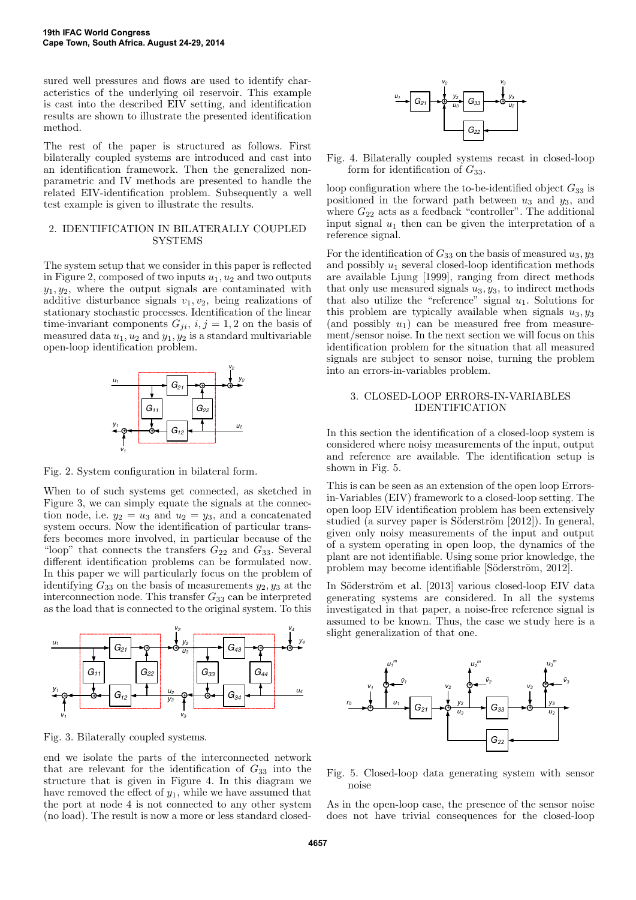sured well pressures and flows are used to identify characteristics of the underlying oil reservoir. This example is cast into the described EIV setting, and identification results are shown to illustrate the presented identification method.

The rest of the paper is structured as follows. First bilaterally coupled systems are introduced and cast into an identification framework. Then the generalized nonparametric and IV methods are presented to handle the related EIV-identification problem. Subsequently a well test example is given to illustrate the results.

## 2. IDENTIFICATION IN BILATERALLY COUPLED SYSTEMS

The system setup that we consider in this paper is reflected in Figure 2, composed of two inputs $u_1, u_2$ and two outputs $y_1, y_2$, where the output signals are contaminated with additive disturbance signals $v_1, v_2$, being realizations of stationary stochastic processes. Identification of the linear time-invariant components $G_{ji}$, $i, j = 1, 2$ on the basis of measured data $u_1, u_2$ and $y_1, y_2$ is a standard multivariable open-loop identification problem.

Fig. 2. System configuration in bilateral form.

When to of such systems get connected, as sketched in Figure 3, we can simply equate the signals at the connection node, i.e. $y_2 = u_3$ and $u_2 = y_3$, and a concatenated system occurs. Now the identification of particular transfers becomes more involved, in particular because of the "loop" that connects the transfers $G_{22}$ and $G_{33}$. Several different identification problems can be formulated now. In this paper we will particularly focus on the problem of identifying $G_{33}$ on the basis of measurements $y_2, y_3$ at the interconnection node. This transfer $G_{33}$ can be interpreted as the load that is connected to the original system. To this

Fig. 3. Bilaterally coupled systems.

end we isolate the parts of the interconnected network that are relevant for the identification of $G_{33}$ into the structure that is given in Figure 4. In this diagram we have removed the effect of $y_1$, while we have assumed that the port at node 4 is not connected to any other system (no load). The result is now a more or less standard closed-

Fig. 4. Bilaterally coupled systems recast in closed-loop form for identification of $G_{33}$.

loop configuration where the to-be-identified object $G_{33}$ is positioned in the forward path between $u_3$ and $y_3$, and where $G_{22}$ acts as a feedback "controller". The additional input signal $u_1$ then can be given the interpretation of a reference signal.

For the identification of $G_{33}$ on the basis of measured $u_3, y_3$ and possibly $u_1$ several closed-loop identification methods are available Ljung [1999], ranging from direct methods that only use measured signals $u_3, y_3$, to indirect methods that also utilize the "reference" signal $u_1$. Solutions for this problem are typically available when signals $u_3, y_3$ (and possibly $u_1$) can be measured free from measurement/sensor noise. In the next section we will focus on this identification problem for the situation that all measured signals are subject to sensor noise, turning the problem into an errors-in-variables problem.

## 3. CLOSED-LOOP ERRORS-IN-VARIABLES IDENTIFICATION

In this section the identification of a closed-loop system is considered where noisy measurements of the input, output and reference are available. The identification setup is shown in Fig. 5.

This is can be seen as an extension of the open loop Errors-in-Variables (EIV) framework to a closed-loop setting. The open loop EIV identification problem has been extensively studied (a survey paper is Söderström [2012]). In general, given only noisy measurements of the input and output of a system operating in open loop, the dynamics of the plant are not identifiable. Using some prior knowledge, the problem may become identifiable [Söderström, 2012].

In Söderström et al. [2013] various closed-loop EIV data generating systems are considered. In all the systems investigated in that paper, a noise-free reference signal is assumed to be known. Thus, the case we study here is a slight generalization of that one.

Fig. 5. Closed-loop data generating system with sensor noise

As in the open-loop case, the presence of the sensor noise does not have trivial consequences for the closed-loop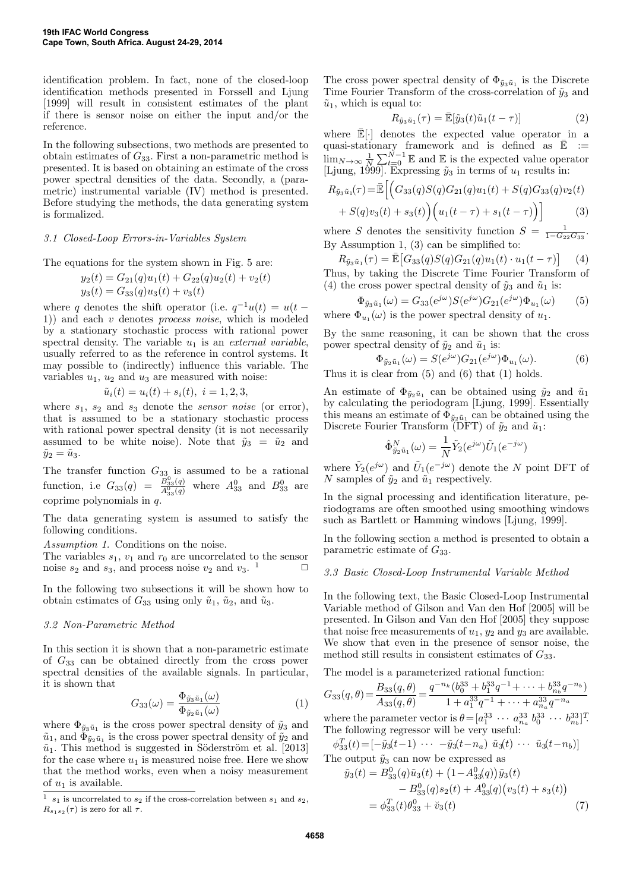identification problem. In fact, none of the closed-loop identification methods presented in Forssell and Ljung [1999] will result in consistent estimates of the plant if there is sensor noise on either the input and/or the reference.

In the following subsections, two methods are presented to obtain estimates of $G_{33}$. First a non-parametric method is presented. It is based on obtaining an estimate of the cross power spectral densities of the data. Secondly, a (parametric) instrumental variable (IV) method is presented. Before studying the methods, the data generating system is formalized.

### 3.1 Closed-Loop Errors-in-Variables System

The equations for the system shown in Fig. 5 are:

$$y_2(t) = G_{21}(q)u_1(t) + G_{22}(q)u_2(t) + v_2(t)$$
$$y_3(t) = G_{33}(q)u_3(t) + v_3(t)$$

where $q$ denotes the shift operator (i.e. $q^{-1}u(t) = u(t-1)$) and each $v$ denotes *process noise*, which is modeled by a stationary stochastic process with rational power spectral density. The variable $u_1$ is an *external variable*, usually referred to as the reference in control systems. It may possible to (indirectly) influence this variable. The variables $u_1$, $u_2$ and $u_3$ are measured with noise:

$$\tilde{u}_i(t) = u_i(t) + s_i(t),\ i = 1, 2, 3,$$

where $s_1$, $s_2$ and $s_3$ denote the *sensor noise* (or error), that is assumed to be a stationary stochastic process with rational power spectral density (it is not necessarily assumed to be white noise). Note that $\tilde{y}_3 = \tilde{u}_2$ and $\tilde{y}_2 = \tilde{u}_3$.

The transfer function $G_{33}$ is assumed to be a rational function, i.e $G_{33}(q) = \frac{B^0_{33}(q)}{A^0_{33}(q)}$ where $A^0_{33}$ and $B^0_{33}$ are coprime polynomials in $q$.

The data generating system is assumed to satisfy the following conditions.

*Assumption 1.* Conditions on the noise.
The variables $s_1$, $v_1$ and $r_0$ are uncorrelated to the sensor noise $s_2$ and $s_3$, and process noise $v_2$ and $v_3$. [1] □

In the following two subsections it will be shown how to obtain estimates of $G_{33}$ using only $\tilde{u}_1$, $\tilde{u}_2$, and $\tilde{u}_3$.

### 3.2 Non-Parametric Method

In this section it is shown that a non-parametric estimate of $G_{33}$ can be obtained directly from the cross power spectral densities of the available signals. In particular, it is shown that

$$G_{33}(\omega) = \frac{\Phi_{\tilde{y}_3\tilde{u}_1}(\omega)}{\Phi_{\tilde{y}_2\tilde{u}_1}(\omega)} \tag{1}$$

where $\Phi_{\tilde{y}_3\tilde{u}_1}$ is the cross power spectral density of $\tilde{y}_3$ and $\tilde{u}_1$, and $\Phi_{\tilde{y}_2\tilde{u}_1}$ is the cross power spectral density of $\tilde{y}_2$ and $\tilde{u}_1$. This method is suggested in Söderström et al. [2013] for the case where $u_1$ is measured noise free. Here we show that the method works, even when a noisy measurement of $u_1$ is available.

[1] $s_1$ is uncorrelated to $s_2$ if the cross-correlation between $s_1$ and $s_2$, $R_{s_1s_2}(\tau)$ is zero for all $\tau$.

The cross power spectral density of $\Phi_{\tilde{y}_3\tilde{u}_1}$ is the Discrete Time Fourier Transform of the cross-correlation of $\tilde{y}_3$ and $\tilde{u}_1$, which is equal to:

$$R_{\tilde{y}_3\tilde{u}_1}(\tau) = \bar{\mathbb{E}}[\tilde{y}_3(t)\tilde{u}_1(t-\tau)] \tag{2}$$

where $\bar{\mathbb{E}}[\cdot]$ denotes the expected value operator in a quasi-stationary framework and is defined as $\bar{\mathbb{E}} := \lim_{N\to\infty}\frac{1}{N}\sum_{t=0}^{N-1}\mathbb{E}$ and $\mathbb{E}$ is the expected value operator [Ljung, 1999]. Expressing $\tilde{y}_3$ in terms of $u_1$ results in:

$$R_{\tilde{y}_3\tilde{u}_1}(\tau) = \bar{\mathbb{E}}\Big[\Big(G_{33}(q)S(q)G_{21}(q)u_1(t) + S(q)G_{33}(q)v_2(t) + S(q)v_3(t) + s_3(t)\Big)\Big(u_1(t-\tau) + s_1(t-\tau)\Big)\Big] \tag{3}$$

where $S$ denotes the sensitivity function $S = \frac{1}{1-G_{22}G_{33}}$. By Assumption 1, (3) can be simplified to:

$$R_{\tilde{y}_3\tilde{u}_1}(\tau) = \bar{\mathbb{E}}\big[G_{33}(q)S(q)G_{21}(q)u_1(t)\cdot u_1(t-\tau)\big] \tag{4}$$

Thus, by taking the Discrete Time Fourier Transform of (4) the cross power spectral density of $\tilde{y}_3$ and $\tilde{u}_1$ is:

$$\Phi_{\tilde{y}_3\tilde{u}_1}(\omega) = G_{33}(e^{j\omega})S(e^{j\omega})G_{21}(e^{j\omega})\Phi_{u_1}(\omega) \tag{5}$$

where $\Phi_{u_1}(\omega)$ is the power spectral density of $u_1$.

By the same reasoning, it can be shown that the cross power spectral density of $\tilde{y}_2$ and $\tilde{u}_1$ is:

$$\Phi_{\tilde{y}_2\tilde{u}_1}(\omega) = S(e^{j\omega})G_{21}(e^{j\omega})\Phi_{u_1}(\omega). \tag{6}$$

Thus it is clear from (5) and (6) that (1) holds.

An estimate of $\Phi_{\tilde{y}_2\tilde{u}_1}$ can be obtained using $\tilde{y}_2$ and $\tilde{u}_1$ by calculating the periodogram [Ljung, 1999]. Essentially this means an estimate of $\Phi_{\tilde{y}_2\tilde{u}_1}$ can be obtained using the Discrete Fourier Transform (DFT) of $\tilde{y}_2$ and $\tilde{u}_1$:

$$\hat{\Phi}^N_{\tilde{y}_2\tilde{u}_1}(\omega) = \frac{1}{N}\tilde{Y}_2(e^{j\omega})\tilde{U}_1(e^{-j\omega})$$

where $\tilde{Y}_2(e^{j\omega})$ and $\tilde{U}_1(e^{-j\omega})$ denote the $N$ point DFT of $N$ samples of $\tilde{y}_2$ and $\tilde{u}_1$ respectively.

In the signal processing and identification literature, periodograms are often smoothed using smoothing windows such as Bartlett or Hamming windows [Ljung, 1999].

In the following section a method is presented to obtain a parametric estimate of $G_{33}$.

### 3.3 Basic Closed-Loop Instrumental Variable Method

In the following text, the Basic Closed-Loop Instrumental Variable method of Gilson and Van den Hof [2005] will be presented. In Gilson and Van den Hof [2005] they suppose that noise free measurements of $u_1$, $y_2$ and $y_3$ are available. We show that even in the presence of sensor noise, the method still results in consistent estimates of $G_{33}$.

The model is a parameterized rational function:

$$G_{33}(q,\theta) = \frac{B_{33}(q,\theta)}{A_{33}(q,\theta)} = \frac{q^{-n_k}(b^{33}_0 + b^{33}_1q^{-1} + \cdots + b^{33}_{nb}q^{-n_b})}{1 + a^{33}_1q^{-1} + \cdots + a^{33}_{n_a}q^{-n_a}}$$

where the parameter vector is $\theta = [a^{33}_1\ \cdots\ a^{33}_{n_a}\ b^{33}_0\ \cdots\ b^{33}_{n_b}]^T$. The following regressor will be very useful:

$$\phi^T_{33}(t) = [-\tilde{y}_3(t-1)\ \cdots\ -\tilde{y}_3(t-n_a)\ \tilde{u}_3(t)\ \cdots\ \tilde{u}_3(t-n_b)]$$

The output $\tilde{y}_3$ can now be expressed as

$$\begin{aligned}\tilde{y}_3(t) &= B^0_{33}(q)\tilde{u}_3(t) + \big(1 - A^0_{33}(q)\big)\tilde{y}_3(t) \\ &\quad - B^0_{33}(q)s_2(t) + A^0_{33}(q)\big(v_3(t) + s_3(t)\big) \\ &= \phi^T_{33}(t)\theta^0_{33} + \breve{v}_3(t)\end{aligned} \tag{7}$$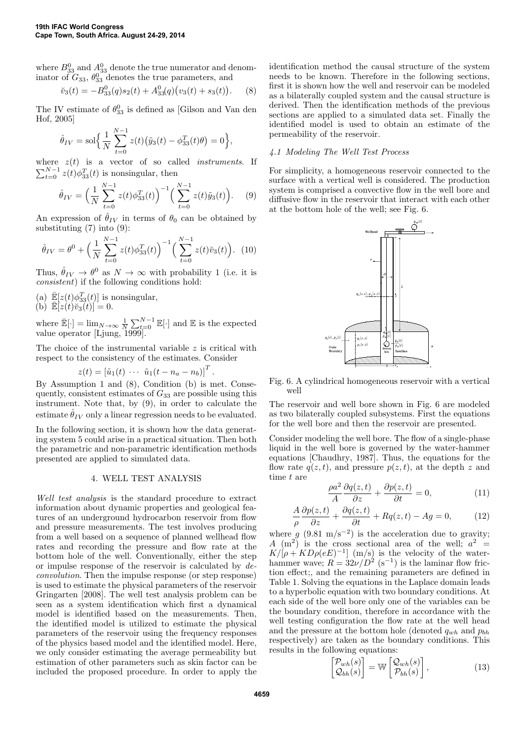where $B_{33}^0$ and $A_{33}^0$ denote the true numerator and denominator of $G_{33}$, $\theta_{33}^0$ denotes the true parameters, and

$$\breve{v}_3(t) = -B_{33}^0(q)s_2(t) + A_{33}^0(q)\big(v_3(t) + s_3(t)\big). \tag{8}$$

The IV estimate of $\theta_{33}^0$ is defined as [Gilson and Van den Hof, 2005]

$$\hat{\theta}_{IV} = \text{sol}\Big\{ \frac{1}{N}\sum_{t=0}^{N-1} z(t)\big(\tilde{y}_3(t) - \phi_{33}^T(t)\theta\big) = 0 \Big\},$$

where $z(t)$ is a vector of so called *instruments*. If $\sum_{t=0}^{N-1} z(t)\phi_{33}^T(t)$ is nonsingular, then

$$\hat{\theta}_{IV} = \Big(\frac{1}{N}\sum_{t=0}^{N-1} z(t)\phi_{33}^T(t)\Big)^{-1}\Big(\sum_{t=0}^{N-1} z(t)\tilde{y}_3(t)\Big). \tag{9}$$

An expression of $\hat{\theta}_{IV}$ in terms of $\theta_0$ can be obtained by substituting (7) into (9):

$$\hat{\theta}_{IV} = \theta^0 + \Big(\frac{1}{N}\sum_{t=0}^{N-1} z(t)\phi_{33}^T(t)\Big)^{-1}\Big(\sum_{t=0}^{N-1} z(t)\breve{v}_3(t)\Big). \tag{10}$$

Thus, $\hat{\theta}_{IV} \to \theta^0$ as $N \to \infty$ with probability 1 (i.e. it is *consistent*) if the following conditions hold:

(a) $\bar{\mathbb{E}}[z(t)\phi_{33}^T(t)]$ is nonsingular,
(b) $\bar{\mathbb{E}}[z(t)\breve{v}_3(t)] = 0$.

where $\bar{\mathbb{E}}[\cdot] = \lim_{N\to\infty} \frac{1}{N}\sum_{t=0}^{N-1}\mathbb{E}[\cdot]$ and $\mathbb{E}$ is the expected value operator [Ljung, 1999].

The choice of the instrumental variable $z$ is critical with respect to the consistency of the estimates. Consider

$$z(t) = \left[\tilde{u}_1(t) \ \cdots \ \tilde{u}_1(t - n_a - n_b)\right]^T.$$

By Assumption 1 and (8), Condition (b) is met. Consequently, consistent estimates of $G_{33}$ are possible using this instrument. Note that, by (9), in order to calculate the estimate $\hat{\theta}_{IV}$ only a linear regression needs to be evaluated.

In the following section, it is shown how the data generating system 5 could arise in a practical situation. Then both the parametric and non-parametric identification methods presented are applied to simulated data.

## 4. WELL TEST ANALYSIS

*Well test analysis* is the standard procedure to extract information about dynamic properties and geological features of an underground hydrocarbon reservoir from flow and pressure measurements. The test involves producing from a well based on a sequence of planned wellhead flow rates and recording the pressure and flow rate at the bottom hole of the well. Conventionally, either the step or impulse response of the reservoir is calculated by *deconvolution*. Then the impulse response (or step response) is used to estimate the physical parameters of the reservoir Gringarten [2008]. The well test analysis problem can be seen as a system identification which first a dynamical model is identified based on the measurements. Then, the identified model is utilized to estimate the physical parameters of the reservoir using the frequency responses of the physics based model and the identified model. Here, we only consider estimating the average permeability but estimation of other parameters such as skin factor can be included the proposed procedure. In order to apply the identification method the causal structure of the system needs to be known. Therefore in the following sections, first it is shown how the well and reservoir can be modeled as a bilaterally coupled system and the causal structure is derived. Then the identification methods of the previous sections are applied to a simulated data set. Finally the identified model is used to obtain an estimate of the permeability of the reservoir.

### 4.1 Modeling The Well Test Process

For simplicity, a homogeneous reservoir connected to the surface with a vertical well is considered. The production system is comprised a convective flow in the well bore and diffusive flow in the reservoir that interact with each other at the bottom hole of the well; see Fig. 6.

Fig. 6. A cylindrical homogeneous reservoir with a vertical well

The reservoir and well bore shown in Fig. 6 are modeled as two bilaterally coupled subsystems. First the equations for the well bore and then the reservoir are presented.

Consider modeling the well bore. The flow of a single-phase liquid in the well bore is governed by the water-hammer equations [Chaudhry, 1987]. Thus, the equations for the flow rate $q(z,t)$, and pressure $p(z,t)$, at the depth $z$ and time $t$ are

$$\frac{\rho a^2}{A}\frac{\partial q(z,t)}{\partial z} + \frac{\partial p(z,t)}{\partial t} = 0, \tag{11}$$

$$\frac{A}{\rho}\frac{\partial p(z,t)}{\partial z} + \frac{\partial q(z,t)}{\partial t} + Rq(z,t) - Ag = 0, \tag{12}$$

where $g$ (9.81 $\text{m/s}^{-2}$) is the acceleration due to gravity; $A$ ($\text{m}^2$) is the cross sectional area of the well; $a^2 = K/[\rho + KD\rho(eE)^{-1}]$ (m/s) is the velocity of the water-hammer wave; $R = 32\nu/D^2$ ($\text{s}^{-1}$) is the laminar flow friction effect;, and the remaining parameters are defined in Table 1. Solving the equations in the Laplace domain leads to a hyperbolic equation with two boundary conditions. At each side of the well bore only one of the variables can be the boundary condition, therefore in accordance with the well testing configuration the flow rate at the well head and the pressure at the bottom hole (denoted $q_{wh}$ and $p_{bh}$ respectively) are taken as the boundary conditions. This results in the following equations:

$$\begin{bmatrix} \mathcal{P}_{wh}(s) \\ \mathcal{Q}_{bh}(s) \end{bmatrix} = \mathbb{W}\begin{bmatrix} \mathcal{Q}_{wh}(s) \\ \mathcal{P}_{bh}(s) \end{bmatrix}, \tag{13}$$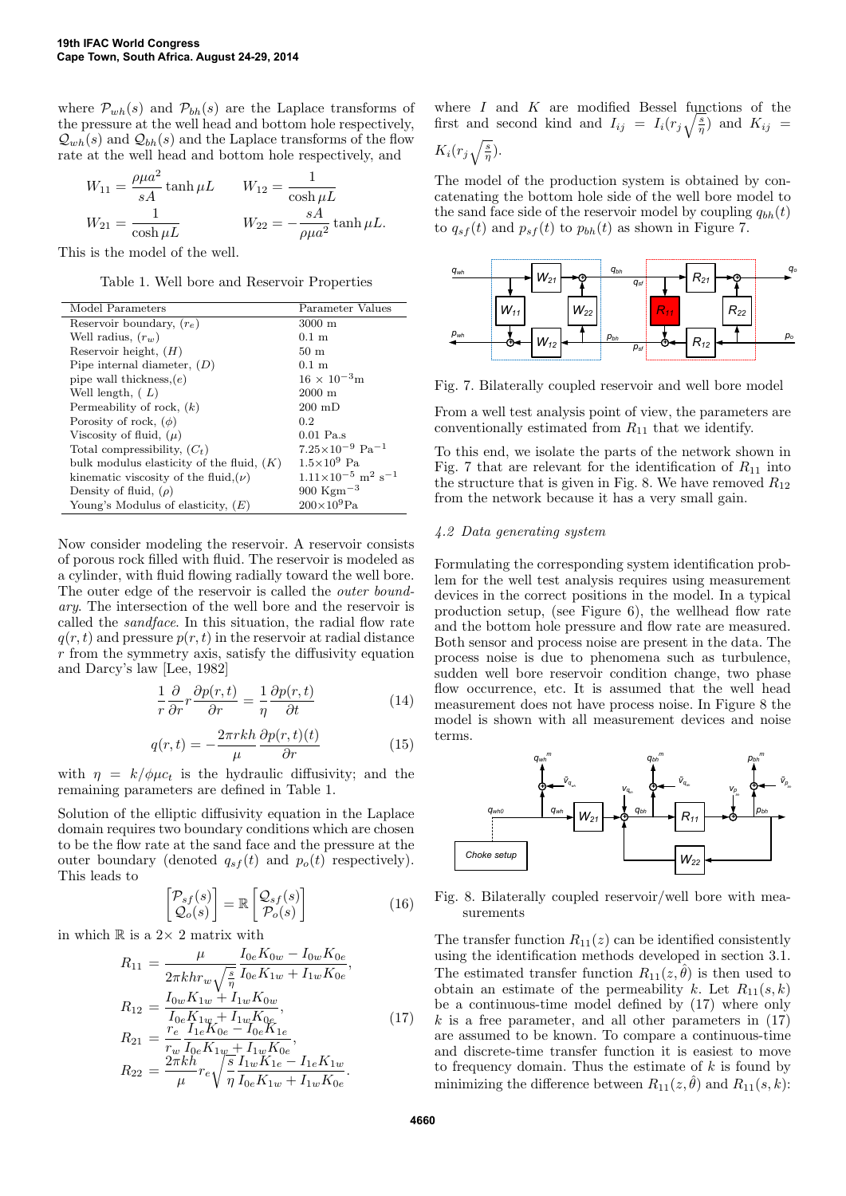where $\mathcal{P}_{wh}(s)$ and $\mathcal{P}_{bh}(s)$ are the Laplace transforms of the pressure at the well head and bottom hole respectively, $\mathcal{Q}_{wh}(s)$ and $\mathcal{Q}_{bh}(s)$ are the Laplace transforms of the flow rate at the well head and bottom hole respectively, and

$$W_{11} = \frac{\rho\mu a^2}{sA}\tanh\mu L \qquad W_{12} = \frac{1}{\cosh\mu L}$$
$$W_{21} = \frac{1}{\cosh\mu L} \qquad W_{22} = -\frac{sA}{\rho\mu a^2}\tanh\mu L.$$

This is the model of the well.

Table 1. Well bore and Reservoir Properties

| Model Parameters | Parameter Values |
|---|---|
| Reservoir boundary, $(r_e)$ | 3000 m |
| Well radius, $(r_w)$ | 0.1 m |
| Reservoir height, $(H)$ | 50 m |
| Pipe internal diameter, $(D)$ | 0.1 m |
| pipe wall thickness,$(e)$ | $16 \times 10^{-3}$m |
| Well length, $(L)$ | 2000 m |
| Permeability of rock, $(k)$ | 200 mD |
| Porosity of rock, $(\phi)$ | 0.2 |
| Viscosity of fluid, $(\mu)$ | 0.01 Pa.s |
| Total compressibility, $(C_t)$ | $7.25{\times}10^{-9}$ Pa$^{-1}$ |
| bulk modulus elasticity of the fluid, $(K)$ | $1.5{\times}10^{9}$ Pa |
| kinematic viscosity of the fluid,$(\nu)$ | $1.11{\times}10^{-5}$ m$^2$ s$^{-1}$ |
| Density of fluid, $(\rho)$ | 900 Kgm$^{-3}$ |
| Young's Modulus of elasticity, $(E)$ | $200{\times}10^{9}$Pa |

Now consider modeling the reservoir. A reservoir consists of porous rock filled with fluid. The reservoir is modeled as a cylinder, with fluid flowing radially toward the well bore. The outer edge of the reservoir is called the *outer boundary*. The intersection of the well bore and the reservoir is called the *sandface*. In this situation, the radial flow rate $q(r,t)$ and pressure $p(r,t)$ in the reservoir at radial distance $r$ from the symmetry axis, satisfy the diffusivity equation and Darcy's law [Lee, 1982]

$$\frac{1}{r}\frac{\partial}{\partial r}r\frac{\partial p(r,t)}{\partial r} = \frac{1}{\eta}\frac{\partial p(r,t)}{\partial t} \tag{14}$$

$$q(r,t) = -\frac{2\pi rkh}{\mu}\frac{\partial p(r,t)(t)}{\partial r} \tag{15}$$

with $\eta = k/\phi\mu c_t$ is the hydraulic diffusivity; and the remaining parameters are defined in Table 1.

Solution of the elliptic diffusivity equation in the Laplace domain requires two boundary conditions which are chosen to be the flow rate at the sand face and the pressure at the outer boundary (denoted $q_{sf}(t)$ and $p_o(t)$ respectively). This leads to

$$\begin{bmatrix}\mathcal{P}_{sf}(s)\\ \mathcal{Q}_o(s)\end{bmatrix} = \mathbb{R}\begin{bmatrix}\mathcal{Q}_{sf}(s)\\ \mathcal{P}_o(s)\end{bmatrix} \tag{16}$$

in which $\mathbb{R}$ is a $2\times 2$ matrix with

$$\begin{aligned}
R_{11} &= \frac{\mu}{2\pi khr_w\sqrt{\frac{s}{\eta}}}\frac{I_{0e}K_{0w} - I_{0w}K_{0e}}{I_{0e}K_{1w} + I_{1w}K_{0e}},\\
R_{12} &= \frac{I_{0w}K_{1w} + I_{1w}K_{0w}}{I_{0e}K_{1w} + I_{1w}K_{0e}},\\
R_{21} &= \frac{r_e}{r_w}\frac{I_{1e}K_{0e} - I_{0e}K_{1e}}{I_{0e}K_{1w} + I_{1w}K_{0e}},\\
R_{22} &= \frac{2\pi kh}{\mu}r_e\sqrt{\frac{s}{\eta}}\frac{I_{1w}K_{1e} - I_{1e}K_{1w}}{I_{0e}K_{1w} + I_{1w}K_{0e}}.
\end{aligned} \tag{17}$$

where $I$ and $K$ are modified Bessel functions of the first and second kind and $I_{ij} = I_i(r_j\sqrt{\frac{s}{\eta}})$ and $K_{ij} = K_i(r_j\sqrt{\frac{s}{\eta}})$.

The model of the production system is obtained by concatenating the bottom hole side of the well bore model to the sand face side of the reservoir model by coupling $q_{bh}(t)$ to $q_{sf}(t)$ and $p_{sf}(t)$ to $p_{bh}(t)$ as shown in Figure 7.

Fig. 7. Bilaterally coupled reservoir and well bore model

From a well test analysis point of view, the parameters are conventionally estimated from $R_{11}$ that we identify.

To this end, we isolate the parts of the network shown in Fig. 7 that are relevant for the identification of $R_{11}$ into the structure that is given in Fig. 8. We have removed $R_{12}$ from the network because it has a very small gain.

### 4.2 Data generating system

Formulating the corresponding system identification problem for the well test analysis requires using measurement devices in the correct positions in the model. In a typical production setup, (see Figure 6), the wellhead flow rate and the bottom hole pressure and flow rate are measured. Both sensor and process noise are present in the data. The process noise is due to phenomena such as turbulence, sudden well bore reservoir condition change, two phase flow occurrence, etc. It is assumed that the well head measurement does not have process noise. In Figure 8 the model is shown with all measurement devices and noise terms.

Fig. 8. Bilaterally coupled reservoir/well bore with measurements

The transfer function $R_{11}(z)$ can be identified consistently using the identification methods developed in section 3.1. The estimated transfer function $R_{11}(z,\hat{\theta})$ is then used to obtain an estimate of the permeability $k$. Let $R_{11}(s,k)$ be a continuous-time model defined by (17) where only $k$ is a free parameter, and all other parameters in (17) are assumed to be known. To compare a continuous-time and discrete-time transfer function it is easiest to move to frequency domain. Thus the estimate of $k$ is found by minimizing the difference between $R_{11}(z,\hat{\theta})$ and $R_{11}(s,k)$: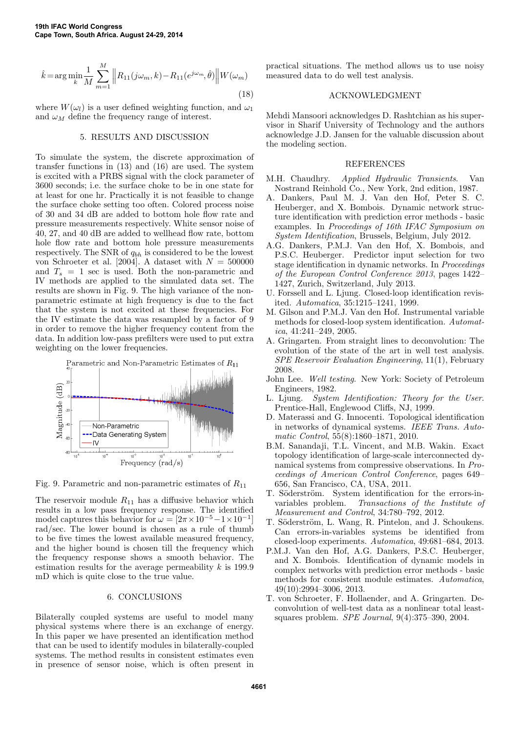$$\hat{k} = \arg\min_{k} \frac{1}{M} \sum_{m=1}^{M} \left\| R_{11}(j\omega_m, k) - R_{11}(e^{j\omega_m}, \hat{\theta}) \right\| W(\omega_m) \tag{18}$$

where $W(\omega_l)$ is a user defined weighting function, and $\omega_1$ and $\omega_M$ define the frequency range of interest.

## 5. RESULTS AND DISCUSSION

To simulate the system, the discrete approximation of transfer functions in (13) and (16) are used. The system is excited with a PRBS signal with the clock parameter of 3600 seconds; i.e. the surface choke to be in one state for at least for one hr. Practically it is not feasible to change the surface choke setting too often. Colored process noise of 30 and 34 dB are added to bottom hole flow rate and pressure measurements respectively. White sensor noise of 40, 27, and 40 dB are added to wellhead flow rate, bottom hole flow rate and bottom hole pressure measurements respectively. The SNR of $q_{bh}$ is considered to be the lowest von Schroeter et al. [2004]. A dataset with $N = 500000$ and $T_s = 1$ sec is used. Both the non-parametric and IV methods are applied to the simulated data set. The results are shown in Fig. 9. The high variance of the non-parametric estimate at high frequency is due to the fact that the system is not excited at these frequencies. For the IV estimate the data was resampled by a factor of 9 in order to remove the higher frequency content from the data. In addition low-pass prefilters were used to put extra weighting on the lower frequencies.

Parametric and Non-Parametric Estimates of $R_{11}$

Magnitude (dB)

Frequency (rad/s)

Non-Parametric
Data Generating System
IV

Fig. 9. Parametric and non-parametric estimates of $R_{11}$

The reservoir module $R_{11}$ has a diffusive behavior which results in a low pass frequency response. The identified model captures this behavior for $\omega = [2\pi \times 10^{-5} - 1 \times 10^{-1}]$ rad/sec. The lower bound is chosen as a rule of thumb to be five times the lowest available measured frequency, and the higher bound is chosen till the frequency which the frequency response shows a smooth behavior. The estimation results for the average permeability $k$ is 199.9 mD which is quite close to the true value.

## 6. CONCLUSIONS

Bilaterally coupled systems are useful to model many physical systems where there is an exchange of energy. In this paper we have presented an identification method that can be used to identify modules in bilaterally-coupled systems. The method results in consistent estimates even in presence of sensor noise, which is often present in practical situations. The method allows us to use noisy measured data to do well test analysis.

## ACKNOWLEDGMENT

Mehdi Mansoori acknowledges D. Rashtchian as his supervisor in Sharif University of Technology and the authors acknowledge J.D. Jansen for the valuable discussion about the modeling section.

## REFERENCES

M.H. Chaudhry. *Applied Hydraulic Transients*. Van Nostrand Reinhold Co., New York, 2nd edition, 1987.

A. Dankers, Paul M. J. Van den Hof, Peter S. C. Heuberger, and X. Bombois. Dynamic network structure identification with prediction error methods - basic examples. In *Proceedings of 16th IFAC Symposium on System Identification*, Brussels, Belgium, July 2012.

A.G. Dankers, P.M.J. Van den Hof, X. Bombois, and P.S.C. Heuberger. Predictor input selection for two stage identification in dynamic networks. In *Proceedings of the European Control Conference 2013*, pages 1422–1427, Zurich, Switzerland, July 2013.

U. Forssell and L. Ljung. Closed-loop identification revisited. *Automatica*, 35:1215–1241, 1999.

M. Gilson and P.M.J. Van den Hof. Instrumental variable methods for closed-loop system identification. *Automatica*, 41:241–249, 2005.

A. Gringarten. From straight lines to deconvolution: The evolution of the state of the art in well test analysis. *SPE Reservoir Evaluation Engineering*, 11(1), February 2008.

John Lee. *Well testing*. New York: Society of Petroleum Engineers, 1982.

L. Ljung. *System Identification: Theory for the User*. Prentice-Hall, Englewood Cliffs, NJ, 1999.

D. Materassi and G. Innocenti. Topological identification in networks of dynamical systems. *IEEE Trans. Automatic Control*, 55(8):1860–1871, 2010.

B.M. Sanandaji, T.L. Vincent, and M.B. Wakin. Exact topology identification of large-scale interconnected dynamical systems from compressive observations. In *Proceedings of American Control Conference*, pages 649–656, San Francisco, CA, USA, 2011.

T. Söderström. System identification for the errors-in-variables problem. *Transactions of the Institute of Measurement and Control*, 34:780–792, 2012.

T. Söderström, L. Wang, R. Pintelon, and J. Schoukens. Can errors-in-variables systems be identified from closed-loop experiments. *Automatica*, 49:681–684, 2013.

P.M.J. Van den Hof, A.G. Dankers, P.S.C. Heuberger, and X. Bombois. Identification of dynamic models in complex networks with prediction error methods - basic methods for consistent module estimates. *Automatica*, 49(10):2994–3006, 2013.

T. von Schroeter, F. Hollaender, and A. Gringarten. Deconvolution of well-test data as a nonlinear total least-squares problem. *SPE Journal*, 9(4):375–390, 2004.